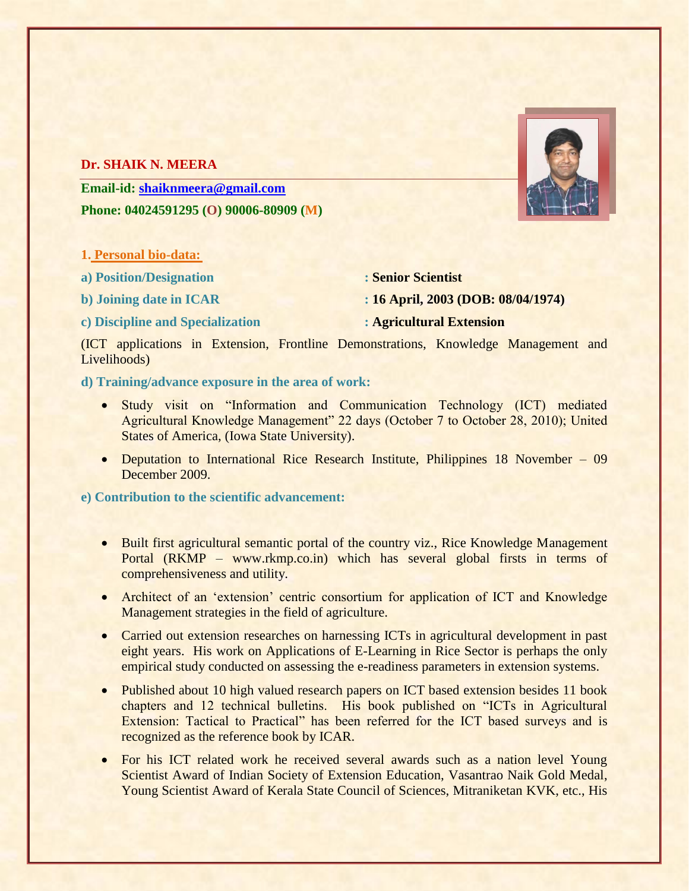**Dr. SHAIK N. MEERA**

**Email-id: shaiknmeera@gmail.com**

**Phone: 04024591295 (O) 90006-80909 (M)**

## 1. Personal bio-data:

**a) Position/Designation** : **Senior Scientist**

**b) Joining date in ICAR** : **16 April, 2003 (DOB: 08/04/1974)**

**c) Discipline and Specialization** : **Agricultural Extension**

(ICT applications in Extension, Frontline Demonstrations, Knowledge Management and Livelihoods)

**d) Training/advance exposure in the area of work:**

- Study visit on "Information and Communication Technology (ICT) mediated Agricultural Knowledge Management" 22 days (October 7 to October 28, 2010); United States of America, (Iowa State University).
- Deputation to International Rice Research Institute, Philippines 18 November – 09 December 2009.

**e) Contribution to the scientific advancement:**

- Built first agricultural semantic portal of the country viz., Rice Knowledge Management Portal (RKMP – www.rkmp.co.in) which has several global firsts in terms of comprehensiveness and utility.
- Architect of an 'extension' centric consortium for application of ICT and Knowledge Management strategies in the field of agriculture.
- Carried out extension researches on harnessing ICTs in agricultural development in past eight years. His work on Applications of E-Learning in Rice Sector is perhaps the only empirical study conducted on assessing the e-readiness parameters in extension systems.
- Published about 10 high valued research papers on ICT based extension besides 11 book chapters and 12 technical bulletins. His book published on "ICTs in Agricultural Extension: Tactical to Practical" has been referred for the ICT based surveys and is recognized as the reference book by ICAR.
- For his ICT related work he received several awards such as a nation level Young Scientist Award of Indian Society of Extension Education, Vasantrao Naik Gold Medal, Young Scientist Award of Kerala State Council of Sciences, Mitraniketan KVK, etc., His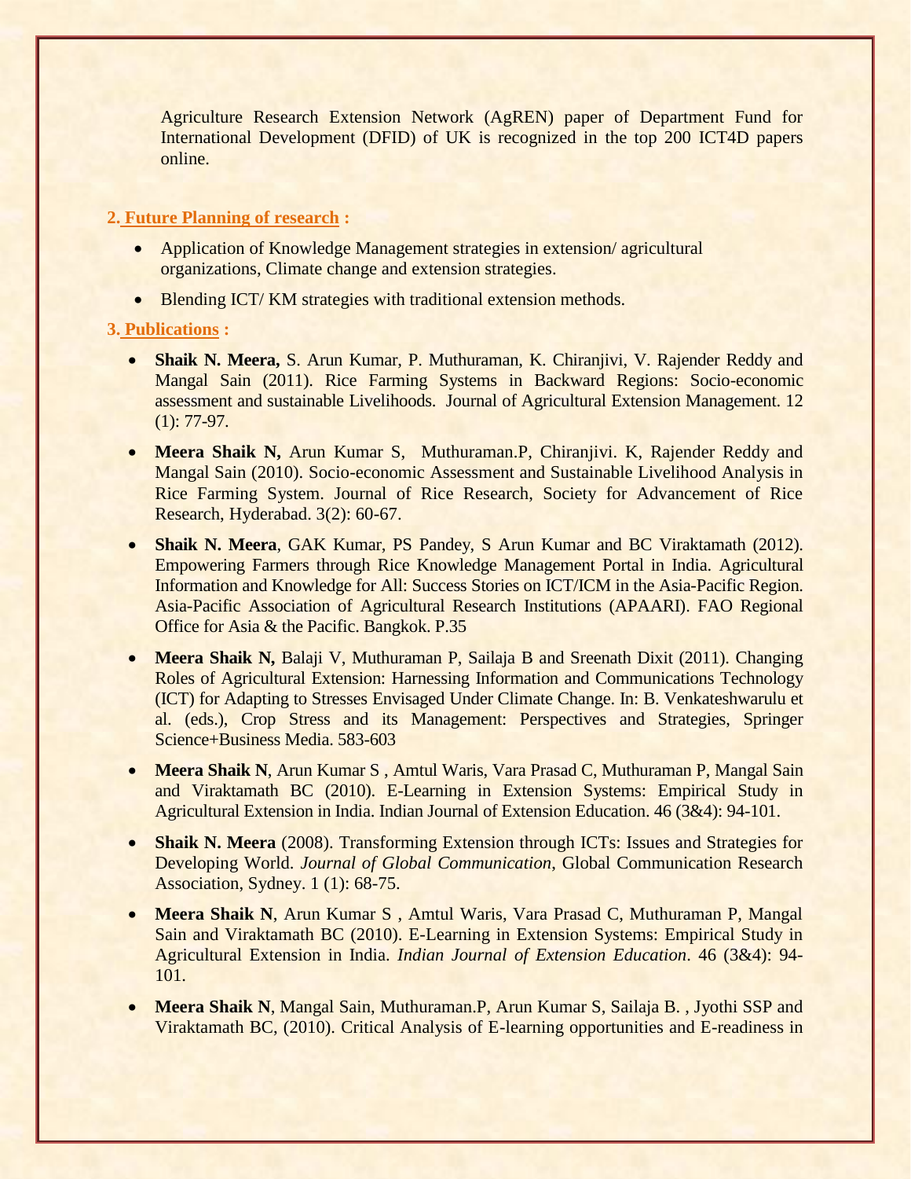Agriculture Research Extension Network (AgREN) paper of Department Fund for International Development (DFID) of UK is recognized in the top 200 ICT4D papers online.

## 2. Future Planning of research :

- Application of Knowledge Management strategies in extension/ agricultural organizations, Climate change and extension strategies.
- Blending ICT/ KM strategies with traditional extension methods.

## 3. Publications :

- **Shaik N. Meera,** S. Arun Kumar, P. Muthuraman, K. Chiranjivi, V. Rajender Reddy and Mangal Sain (2011). Rice Farming Systems in Backward Regions: Socio-economic assessment and sustainable Livelihoods. Journal of Agricultural Extension Management. 12 (1): 77-97.
- **Meera Shaik N,** Arun Kumar S, Muthuraman.P, Chiranjivi. K, Rajender Reddy and Mangal Sain (2010). Socio-economic Assessment and Sustainable Livelihood Analysis in Rice Farming System. Journal of Rice Research, Society for Advancement of Rice Research, Hyderabad. 3(2): 60-67.
- **Shaik N. Meera**, GAK Kumar, PS Pandey, S Arun Kumar and BC Viraktamath (2012). Empowering Farmers through Rice Knowledge Management Portal in India. Agricultural Information and Knowledge for All: Success Stories on ICT/ICM in the Asia-Pacific Region. Asia-Pacific Association of Agricultural Research Institutions (APAARI). FAO Regional Office for Asia & the Pacific. Bangkok. P.35
- **Meera Shaik N,** Balaji V, Muthuraman P, Sailaja B and Sreenath Dixit (2011). Changing Roles of Agricultural Extension: Harnessing Information and Communications Technology (ICT) for Adapting to Stresses Envisaged Under Climate Change. In: B. Venkateshwarulu et al. (eds.), Crop Stress and its Management: Perspectives and Strategies, Springer Science+Business Media. 583-603
- **Meera Shaik N**, Arun Kumar S , Amtul Waris, Vara Prasad C, Muthuraman P, Mangal Sain and Viraktamath BC (2010). E-Learning in Extension Systems: Empirical Study in Agricultural Extension in India. Indian Journal of Extension Education. 46 (3&4): 94-101.
- **Shaik N. Meera** (2008). Transforming Extension through ICTs: Issues and Strategies for Developing World. *Journal of Global Communication*, Global Communication Research Association, Sydney. 1 (1): 68-75.
- **Meera Shaik N**, Arun Kumar S , Amtul Waris, Vara Prasad C, Muthuraman P, Mangal Sain and Viraktamath BC (2010). E-Learning in Extension Systems: Empirical Study in Agricultural Extension in India. *Indian Journal of Extension Education*. 46 (3&4): 94-101.
- **Meera Shaik N**, Mangal Sain, Muthuraman.P, Arun Kumar S, Sailaja B. , Jyothi SSP and Viraktamath BC, (2010). Critical Analysis of E-learning opportunities and E-readiness in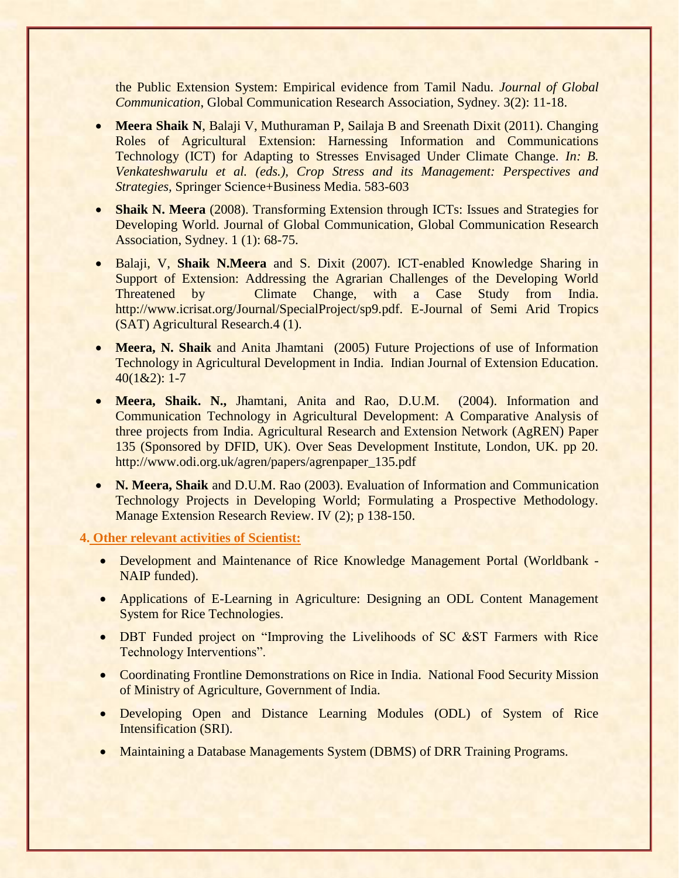the Public Extension System: Empirical evidence from Tamil Nadu. *Journal of Global Communication,* Global Communication Research Association, Sydney. 3(2): 11-18.

- **Meera Shaik N**, Balaji V, Muthuraman P, Sailaja B and Sreenath Dixit (2011). Changing Roles of Agricultural Extension: Harnessing Information and Communications Technology (ICT) for Adapting to Stresses Envisaged Under Climate Change. *In: B. Venkateshwarulu et al. (eds.), Crop Stress and its Management: Perspectives and Strategies,* Springer Science+Business Media. 583-603
- **Shaik N. Meera** (2008). Transforming Extension through ICTs: Issues and Strategies for Developing World. Journal of Global Communication, Global Communication Research Association, Sydney. 1 (1): 68-75.
- Balaji, V, **Shaik N.Meera** and S. Dixit (2007). ICT-enabled Knowledge Sharing in Support of Extension: Addressing the Agrarian Challenges of the Developing World Threatened by Climate Change, with a Case Study from India. http://www.icrisat.org/Journal/SpecialProject/sp9.pdf. E-Journal of Semi Arid Tropics (SAT) Agricultural Research.4 (1).
- **Meera, N. Shaik** and Anita Jhamtani (2005) Future Projections of use of Information Technology in Agricultural Development in India. Indian Journal of Extension Education. 40(1&2): 1-7
- **Meera, Shaik. N.,** Jhamtani, Anita and Rao, D.U.M. (2004). Information and Communication Technology in Agricultural Development: A Comparative Analysis of three projects from India. Agricultural Research and Extension Network (AgREN) Paper 135 (Sponsored by DFID, UK). Over Seas Development Institute, London, UK. pp 20. http://www.odi.org.uk/agren/papers/agrenpaper_135.pdf
- **N. Meera, Shaik** and D.U.M. Rao (2003). Evaluation of Information and Communication Technology Projects in Developing World; Formulating a Prospective Methodology. Manage Extension Research Review. IV (2); p 138-150.

**4. Other relevant activities of Scientist:**

- Development and Maintenance of Rice Knowledge Management Portal (Worldbank - NAIP funded).
- Applications of E-Learning in Agriculture: Designing an ODL Content Management System for Rice Technologies.
- DBT Funded project on "Improving the Livelihoods of SC &ST Farmers with Rice Technology Interventions".
- Coordinating Frontline Demonstrations on Rice in India. National Food Security Mission of Ministry of Agriculture, Government of India.
- Developing Open and Distance Learning Modules (ODL) of System of Rice Intensification (SRI).
- Maintaining a Database Managements System (DBMS) of DRR Training Programs.